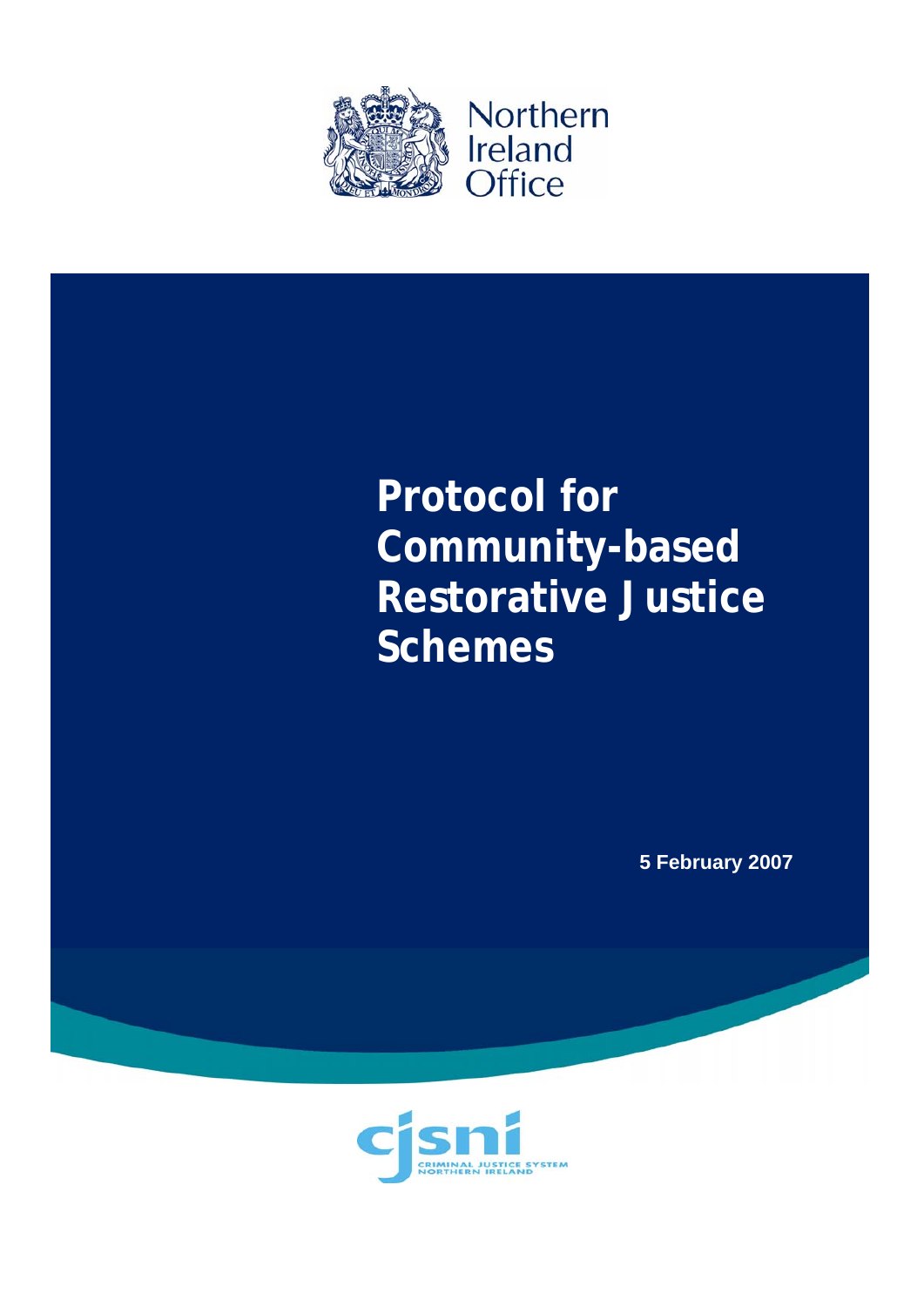Northern Ireland Office

# Protocol for Community-based Restorative Justice Schemes

**5 February 2007**

CRIMINAL JUSTICE SYSTEM NORTHERN IRELAND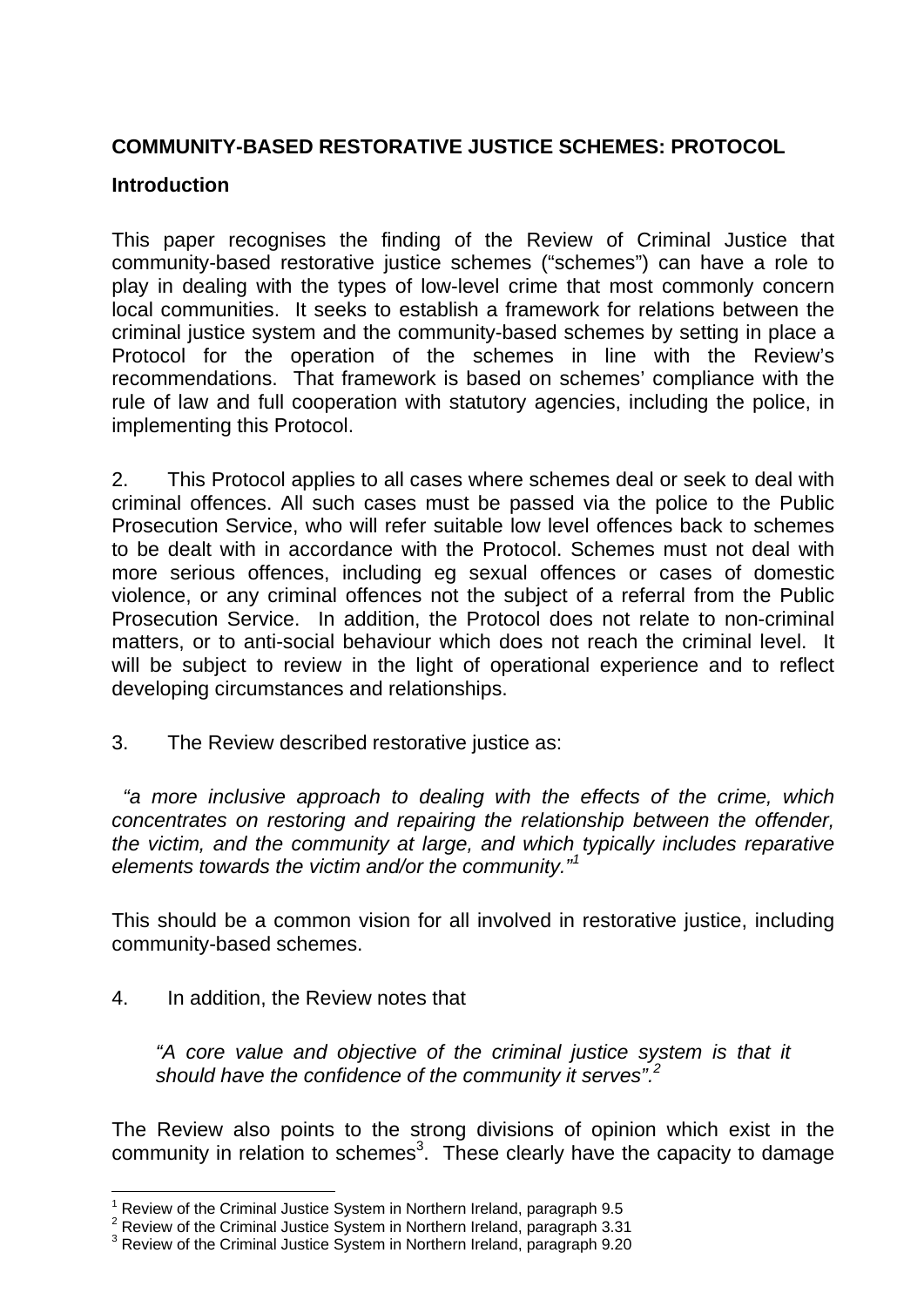**COMMUNITY-BASED RESTORATIVE JUSTICE SCHEMES: PROTOCOL**

**Introduction**

This paper recognises the finding of the Review of Criminal Justice that community-based restorative justice schemes ("schemes") can have a role to play in dealing with the types of low-level crime that most commonly concern local communities. It seeks to establish a framework for relations between the criminal justice system and the community-based schemes by setting in place a Protocol for the operation of the schemes in line with the Review's recommendations. That framework is based on schemes' compliance with the rule of law and full cooperation with statutory agencies, including the police, in implementing this Protocol.

2. This Protocol applies to all cases where schemes deal or seek to deal with criminal offences. All such cases must be passed via the police to the Public Prosecution Service, who will refer suitable low level offences back to schemes to be dealt with in accordance with the Protocol. Schemes must not deal with more serious offences, including eg sexual offences or cases of domestic violence, or any criminal offences not the subject of a referral from the Public Prosecution Service. In addition, the Protocol does not relate to non-criminal matters, or to anti-social behaviour which does not reach the criminal level. It will be subject to review in the light of operational experience and to reflect developing circumstances and relationships.

3. The Review described restorative justice as:

*"a more inclusive approach to dealing with the effects of the crime, which concentrates on restoring and repairing the relationship between the offender, the victim, and the community at large, and which typically includes reparative elements towards the victim and/or the community."*[1]

This should be a common vision for all involved in restorative justice, including community-based schemes.

4. In addition, the Review notes that

> *"A core value and objective of the criminal justice system is that it should have the confidence of the community it serves".*[2]

The Review also points to the strong divisions of opinion which exist in the community in relation to schemes[3]. These clearly have the capacity to damage

---

[1] Review of the Criminal Justice System in Northern Ireland, paragraph 9.5
[2] Review of the Criminal Justice System in Northern Ireland, paragraph 3.31
[3] Review of the Criminal Justice System in Northern Ireland, paragraph 9.20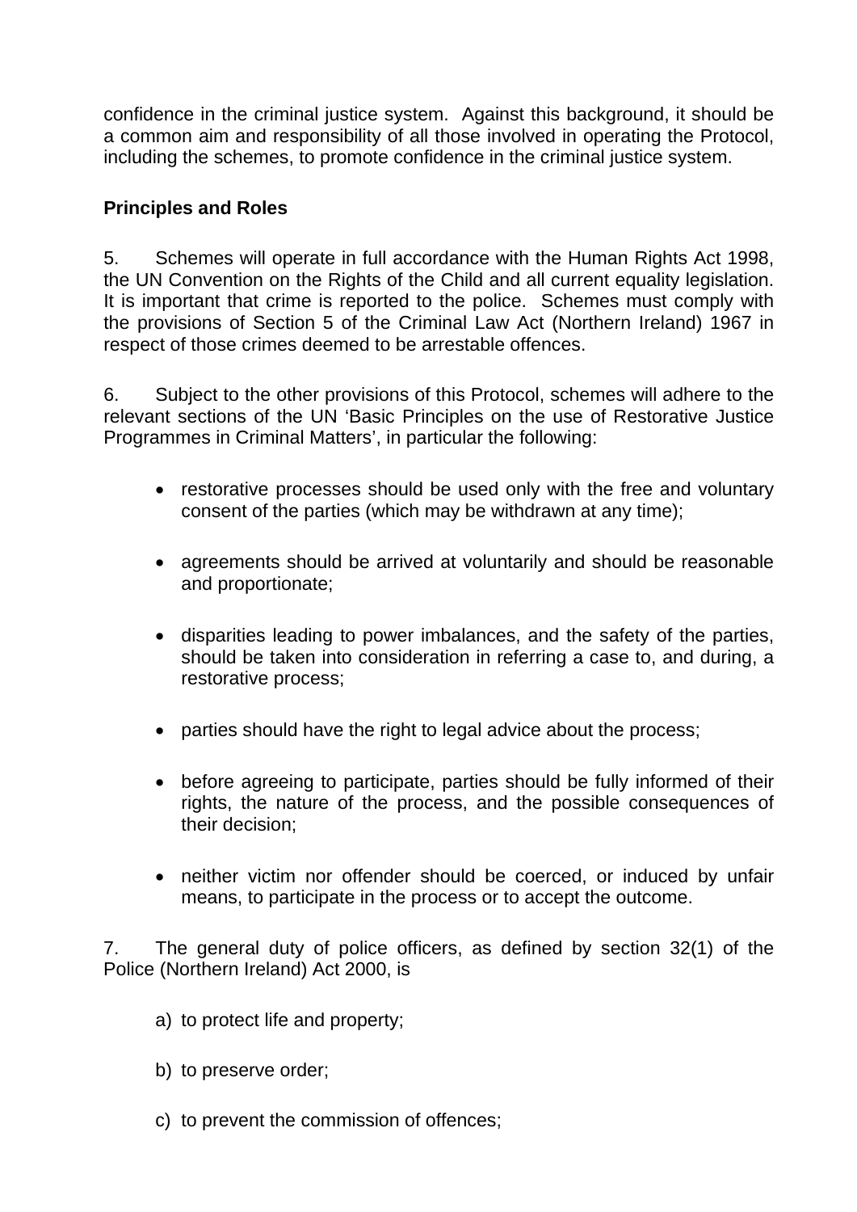confidence in the criminal justice system. Against this background, it should be a common aim and responsibility of all those involved in operating the Protocol, including the schemes, to promote confidence in the criminal justice system.

**Principles and Roles**

5. Schemes will operate in full accordance with the Human Rights Act 1998, the UN Convention on the Rights of the Child and all current equality legislation. It is important that crime is reported to the police. Schemes must comply with the provisions of Section 5 of the Criminal Law Act (Northern Ireland) 1967 in respect of those crimes deemed to be arrestable offences.

6. Subject to the other provisions of this Protocol, schemes will adhere to the relevant sections of the UN 'Basic Principles on the use of Restorative Justice Programmes in Criminal Matters', in particular the following:

- restorative processes should be used only with the free and voluntary consent of the parties (which may be withdrawn at any time);
- agreements should be arrived at voluntarily and should be reasonable and proportionate;
- disparities leading to power imbalances, and the safety of the parties, should be taken into consideration in referring a case to, and during, a restorative process;
- parties should have the right to legal advice about the process;
- before agreeing to participate, parties should be fully informed of their rights, the nature of the process, and the possible consequences of their decision;
- neither victim nor offender should be coerced, or induced by unfair means, to participate in the process or to accept the outcome.

7. The general duty of police officers, as defined by section 32(1) of the Police (Northern Ireland) Act 2000, is

a) to protect life and property;

b) to preserve order;

c) to prevent the commission of offences;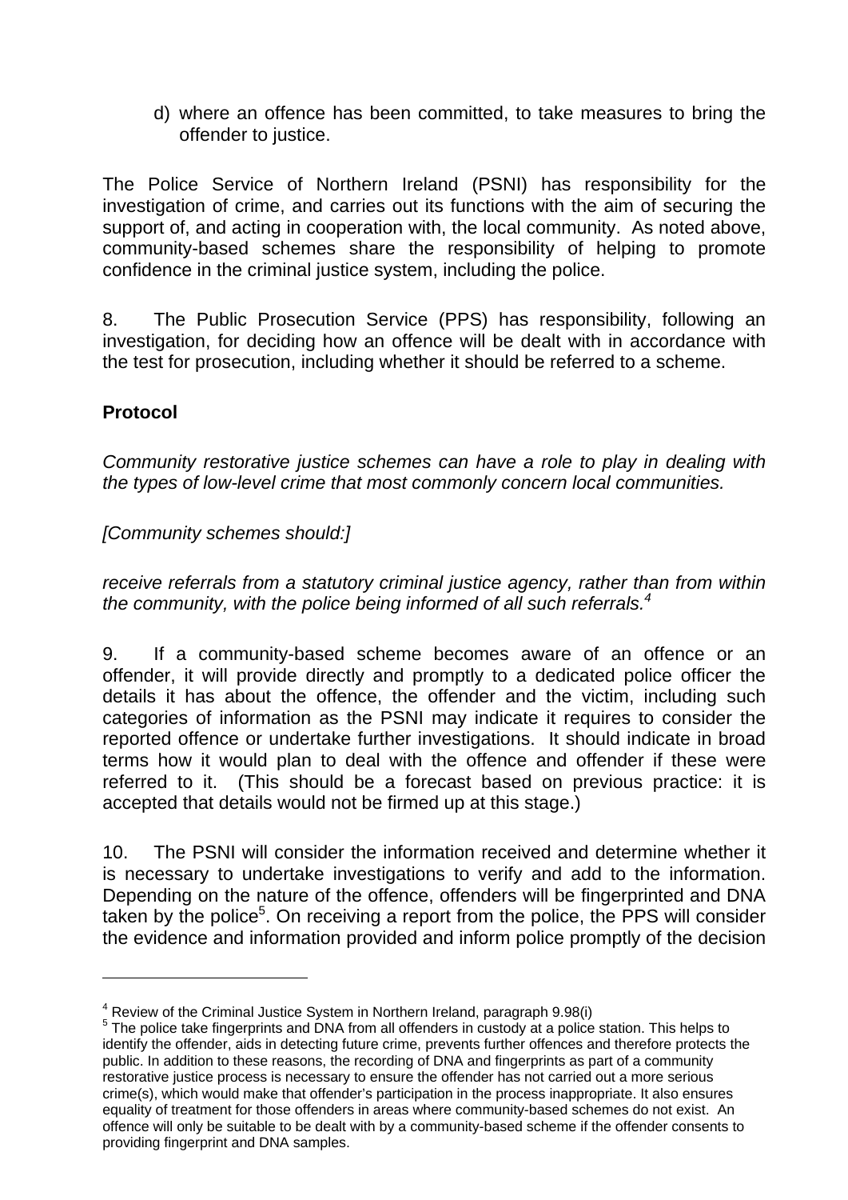d) where an offence has been committed, to take measures to bring the offender to justice.

The Police Service of Northern Ireland (PSNI) has responsibility for the investigation of crime, and carries out its functions with the aim of securing the support of, and acting in cooperation with, the local community. As noted above, community-based schemes share the responsibility of helping to promote confidence in the criminal justice system, including the police.

8. The Public Prosecution Service (PPS) has responsibility, following an investigation, for deciding how an offence will be dealt with in accordance with the test for prosecution, including whether it should be referred to a scheme.

**Protocol**

*Community restorative justice schemes can have a role to play in dealing with the types of low-level crime that most commonly concern local communities.*

*[Community schemes should:]*

*receive referrals from a statutory criminal justice agency, rather than from within the community, with the police being informed of all such referrals.*[4]

9. If a community-based scheme becomes aware of an offence or an offender, it will provide directly and promptly to a dedicated police officer the details it has about the offence, the offender and the victim, including such categories of information as the PSNI may indicate it requires to consider the reported offence or undertake further investigations. It should indicate in broad terms how it would plan to deal with the offence and offender if these were referred to it. (This should be a forecast based on previous practice: it is accepted that details would not be firmed up at this stage.)

10. The PSNI will consider the information received and determine whether it is necessary to undertake investigations to verify and add to the information. Depending on the nature of the offence, offenders will be fingerprinted and DNA taken by the police[5]. On receiving a report from the police, the PPS will consider the evidence and information provided and inform police promptly of the decision

---

[4] Review of the Criminal Justice System in Northern Ireland, paragraph 9.98(i)

[5] The police take fingerprints and DNA from all offenders in custody at a police station. This helps to identify the offender, aids in detecting future crime, prevents further offences and therefore protects the public. In addition to these reasons, the recording of DNA and fingerprints as part of a community restorative justice process is necessary to ensure the offender has not carried out a more serious crime(s), which would make that offender's participation in the process inappropriate. It also ensures equality of treatment for those offenders in areas where community-based schemes do not exist. An offence will only be suitable to be dealt with by a community-based scheme if the offender consents to providing fingerprint and DNA samples.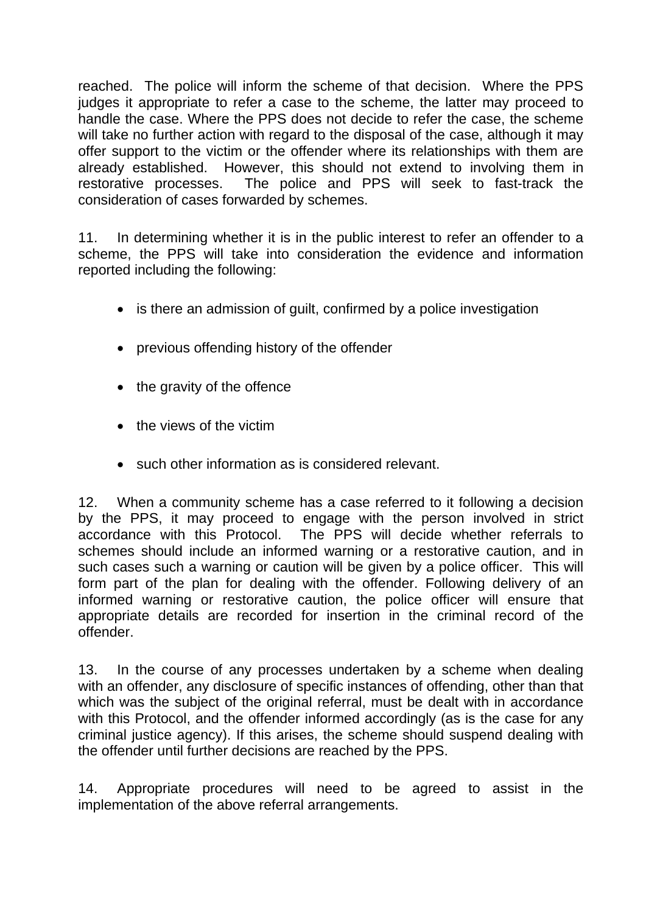reached. The police will inform the scheme of that decision. Where the PPS judges it appropriate to refer a case to the scheme, the latter may proceed to handle the case. Where the PPS does not decide to refer the case, the scheme will take no further action with regard to the disposal of the case, although it may offer support to the victim or the offender where its relationships with them are already established. However, this should not extend to involving them in restorative processes. The police and PPS will seek to fast-track the consideration of cases forwarded by schemes.

11. In determining whether it is in the public interest to refer an offender to a scheme, the PPS will take into consideration the evidence and information reported including the following:

- is there an admission of guilt, confirmed by a police investigation
- previous offending history of the offender
- the gravity of the offence
- the views of the victim
- such other information as is considered relevant.

12. When a community scheme has a case referred to it following a decision by the PPS, it may proceed to engage with the person involved in strict accordance with this Protocol. The PPS will decide whether referrals to schemes should include an informed warning or a restorative caution, and in such cases such a warning or caution will be given by a police officer. This will form part of the plan for dealing with the offender. Following delivery of an informed warning or restorative caution, the police officer will ensure that appropriate details are recorded for insertion in the criminal record of the offender.

13. In the course of any processes undertaken by a scheme when dealing with an offender, any disclosure of specific instances of offending, other than that which was the subject of the original referral, must be dealt with in accordance with this Protocol, and the offender informed accordingly (as is the case for any criminal justice agency). If this arises, the scheme should suspend dealing with the offender until further decisions are reached by the PPS.

14. Appropriate procedures will need to be agreed to assist in the implementation of the above referral arrangements.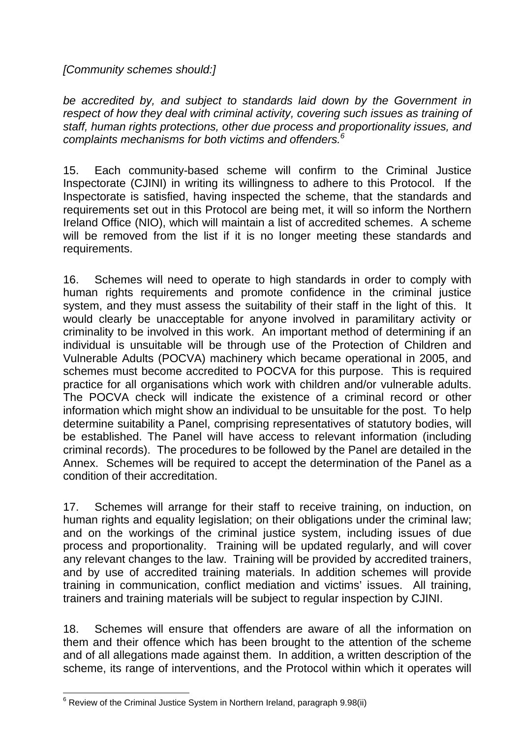*[Community schemes should:]*

*be accredited by, and subject to standards laid down by the Government in respect of how they deal with criminal activity, covering such issues as training of staff, human rights protections, other due process and proportionality issues, and complaints mechanisms for both victims and offenders.*[6]

15. Each community-based scheme will confirm to the Criminal Justice Inspectorate (CJINI) in writing its willingness to adhere to this Protocol. If the Inspectorate is satisfied, having inspected the scheme, that the standards and requirements set out in this Protocol are being met, it will so inform the Northern Ireland Office (NIO), which will maintain a list of accredited schemes. A scheme will be removed from the list if it is no longer meeting these standards and requirements.

16. Schemes will need to operate to high standards in order to comply with human rights requirements and promote confidence in the criminal justice system, and they must assess the suitability of their staff in the light of this. It would clearly be unacceptable for anyone involved in paramilitary activity or criminality to be involved in this work. An important method of determining if an individual is unsuitable will be through use of the Protection of Children and Vulnerable Adults (POCVA) machinery which became operational in 2005, and schemes must become accredited to POCVA for this purpose. This is required practice for all organisations which work with children and/or vulnerable adults. The POCVA check will indicate the existence of a criminal record or other information which might show an individual to be unsuitable for the post. To help determine suitability a Panel, comprising representatives of statutory bodies, will be established. The Panel will have access to relevant information (including criminal records). The procedures to be followed by the Panel are detailed in the Annex. Schemes will be required to accept the determination of the Panel as a condition of their accreditation.

17. Schemes will arrange for their staff to receive training, on induction, on human rights and equality legislation; on their obligations under the criminal law; and on the workings of the criminal justice system, including issues of due process and proportionality. Training will be updated regularly, and will cover any relevant changes to the law. Training will be provided by accredited trainers, and by use of accredited training materials. In addition schemes will provide training in communication, conflict mediation and victims' issues. All training, trainers and training materials will be subject to regular inspection by CJINI.

18. Schemes will ensure that offenders are aware of all the information on them and their offence which has been brought to the attention of the scheme and of all allegations made against them. In addition, a written description of the scheme, its range of interventions, and the Protocol within which it operates will

---

[6] Review of the Criminal Justice System in Northern Ireland, paragraph 9.98(ii)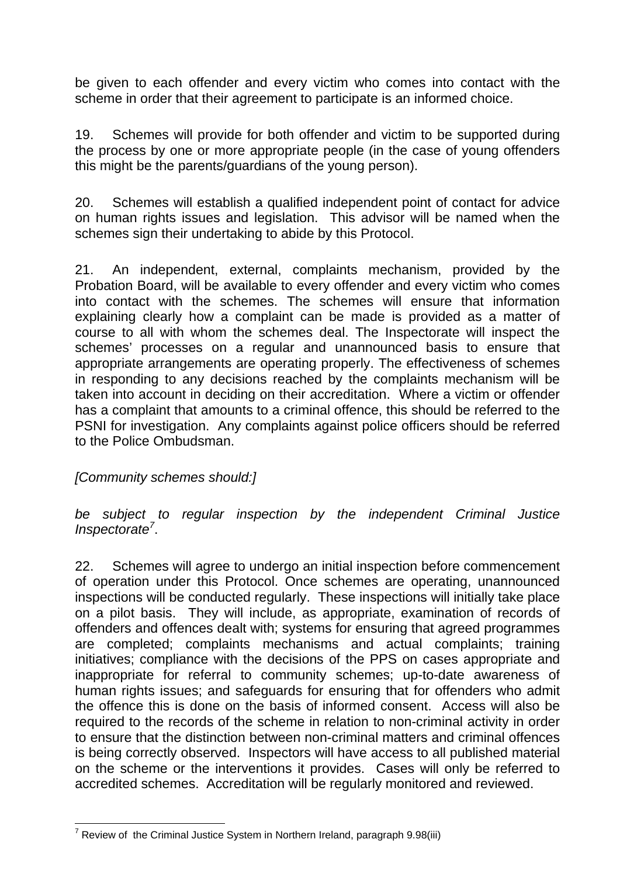be given to each offender and every victim who comes into contact with the scheme in order that their agreement to participate is an informed choice.

19. Schemes will provide for both offender and victim to be supported during the process by one or more appropriate people (in the case of young offenders this might be the parents/guardians of the young person).

20. Schemes will establish a qualified independent point of contact for advice on human rights issues and legislation. This advisor will be named when the schemes sign their undertaking to abide by this Protocol.

21. An independent, external, complaints mechanism, provided by the Probation Board, will be available to every offender and every victim who comes into contact with the schemes. The schemes will ensure that information explaining clearly how a complaint can be made is provided as a matter of course to all with whom the schemes deal. The Inspectorate will inspect the schemes' processes on a regular and unannounced basis to ensure that appropriate arrangements are operating properly. The effectiveness of schemes in responding to any decisions reached by the complaints mechanism will be taken into account in deciding on their accreditation. Where a victim or offender has a complaint that amounts to a criminal offence, this should be referred to the PSNI for investigation. Any complaints against police officers should be referred to the Police Ombudsman.

*[Community schemes should:]*

*be subject to regular inspection by the independent Criminal Justice Inspectorate*[7].

22. Schemes will agree to undergo an initial inspection before commencement of operation under this Protocol. Once schemes are operating, unannounced inspections will be conducted regularly. These inspections will initially take place on a pilot basis. They will include, as appropriate, examination of records of offenders and offences dealt with; systems for ensuring that agreed programmes are completed; complaints mechanisms and actual complaints; training initiatives; compliance with the decisions of the PPS on cases appropriate and inappropriate for referral to community schemes; up-to-date awareness of human rights issues; and safeguards for ensuring that for offenders who admit the offence this is done on the basis of informed consent. Access will also be required to the records of the scheme in relation to non-criminal activity in order to ensure that the distinction between non-criminal matters and criminal offences is being correctly observed. Inspectors will have access to all published material on the scheme or the interventions it provides. Cases will only be referred to accredited schemes. Accreditation will be regularly monitored and reviewed.

---

[7] Review of the Criminal Justice System in Northern Ireland, paragraph 9.98(iii)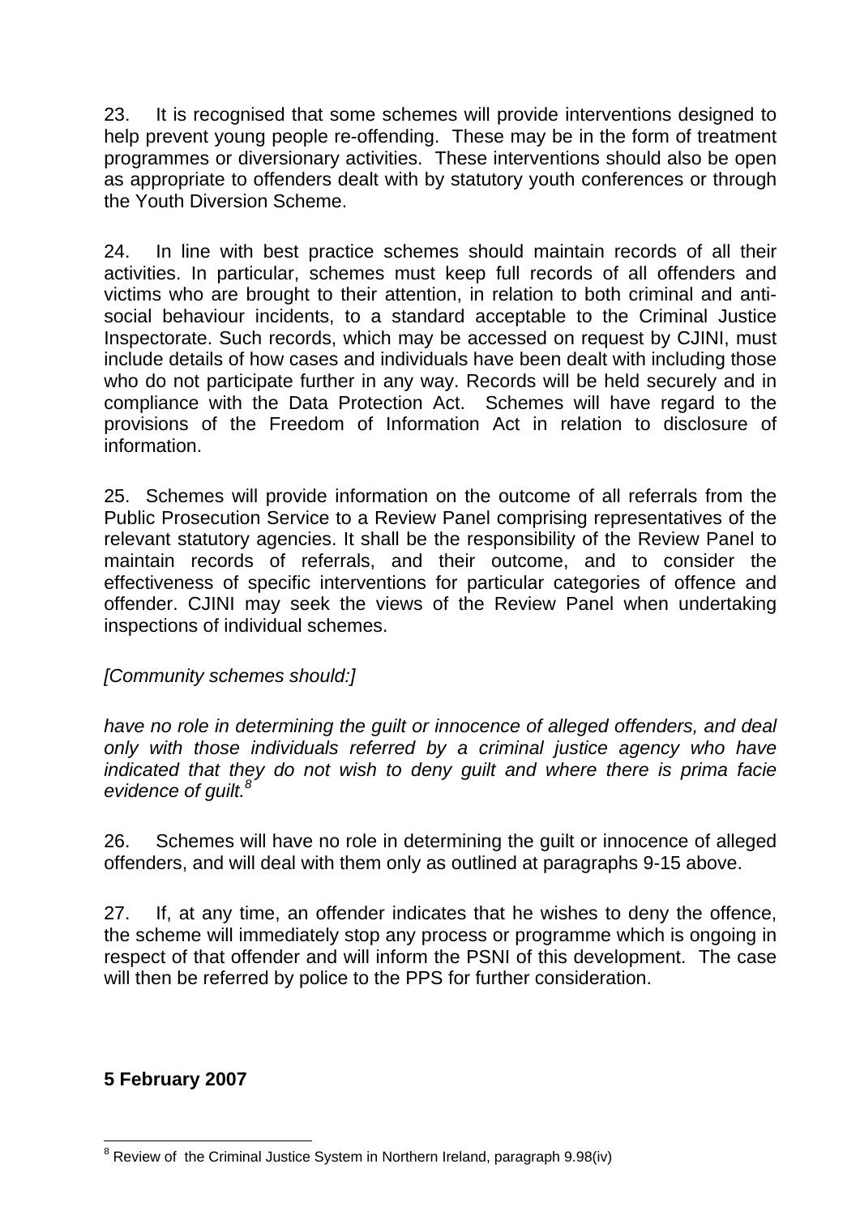23. It is recognised that some schemes will provide interventions designed to help prevent young people re-offending. These may be in the form of treatment programmes or diversionary activities. These interventions should also be open as appropriate to offenders dealt with by statutory youth conferences or through the Youth Diversion Scheme.

24. In line with best practice schemes should maintain records of all their activities. In particular, schemes must keep full records of all offenders and victims who are brought to their attention, in relation to both criminal and anti-social behaviour incidents, to a standard acceptable to the Criminal Justice Inspectorate. Such records, which may be accessed on request by CJINI, must include details of how cases and individuals have been dealt with including those who do not participate further in any way. Records will be held securely and in compliance with the Data Protection Act. Schemes will have regard to the provisions of the Freedom of Information Act in relation to disclosure of information.

25. Schemes will provide information on the outcome of all referrals from the Public Prosecution Service to a Review Panel comprising representatives of the relevant statutory agencies. It shall be the responsibility of the Review Panel to maintain records of referrals, and their outcome, and to consider the effectiveness of specific interventions for particular categories of offence and offender. CJINI may seek the views of the Review Panel when undertaking inspections of individual schemes.

*[Community schemes should:]*

*have no role in determining the guilt or innocence of alleged offenders, and deal only with those individuals referred by a criminal justice agency who have indicated that they do not wish to deny guilt and where there is prima facie evidence of guilt.*[8]

26. Schemes will have no role in determining the guilt or innocence of alleged offenders, and will deal with them only as outlined at paragraphs 9-15 above.

27. If, at any time, an offender indicates that he wishes to deny the offence, the scheme will immediately stop any process or programme which is ongoing in respect of that offender and will inform the PSNI of this development. The case will then be referred by police to the PPS for further consideration.

**5 February 2007**

---

[8] Review of the Criminal Justice System in Northern Ireland, paragraph 9.98(iv)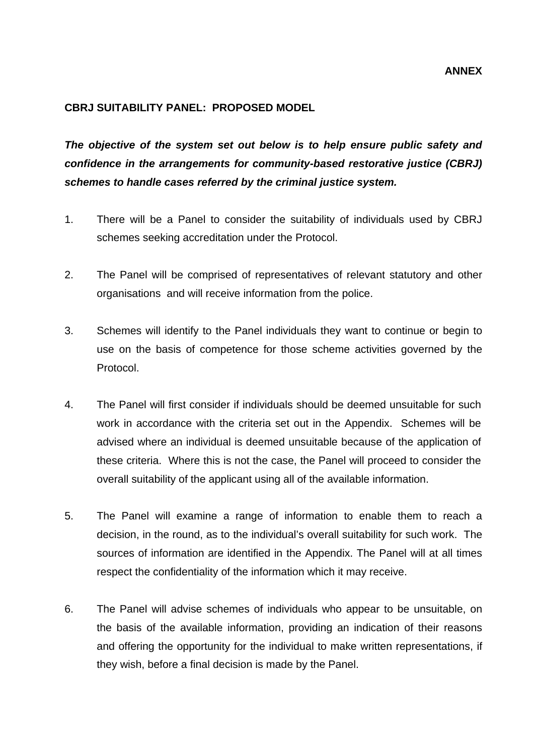**ANNEX**

**CBRJ SUITABILITY PANEL: PROPOSED MODEL**

***The objective of the system set out below is to help ensure public safety and confidence in the arrangements for community-based restorative justice (CBRJ) schemes to handle cases referred by the criminal justice system.***

1. There will be a Panel to consider the suitability of individuals used by CBRJ schemes seeking accreditation under the Protocol.

2. The Panel will be comprised of representatives of relevant statutory and other organisations and will receive information from the police.

3. Schemes will identify to the Panel individuals they want to continue or begin to use on the basis of competence for those scheme activities governed by the Protocol.

4. The Panel will first consider if individuals should be deemed unsuitable for such work in accordance with the criteria set out in the Appendix. Schemes will be advised where an individual is deemed unsuitable because of the application of these criteria. Where this is not the case, the Panel will proceed to consider the overall suitability of the applicant using all of the available information.

5. The Panel will examine a range of information to enable them to reach a decision, in the round, as to the individual's overall suitability for such work. The sources of information are identified in the Appendix. The Panel will at all times respect the confidentiality of the information which it may receive.

6. The Panel will advise schemes of individuals who appear to be unsuitable, on the basis of the available information, providing an indication of their reasons and offering the opportunity for the individual to make written representations, if they wish, before a final decision is made by the Panel.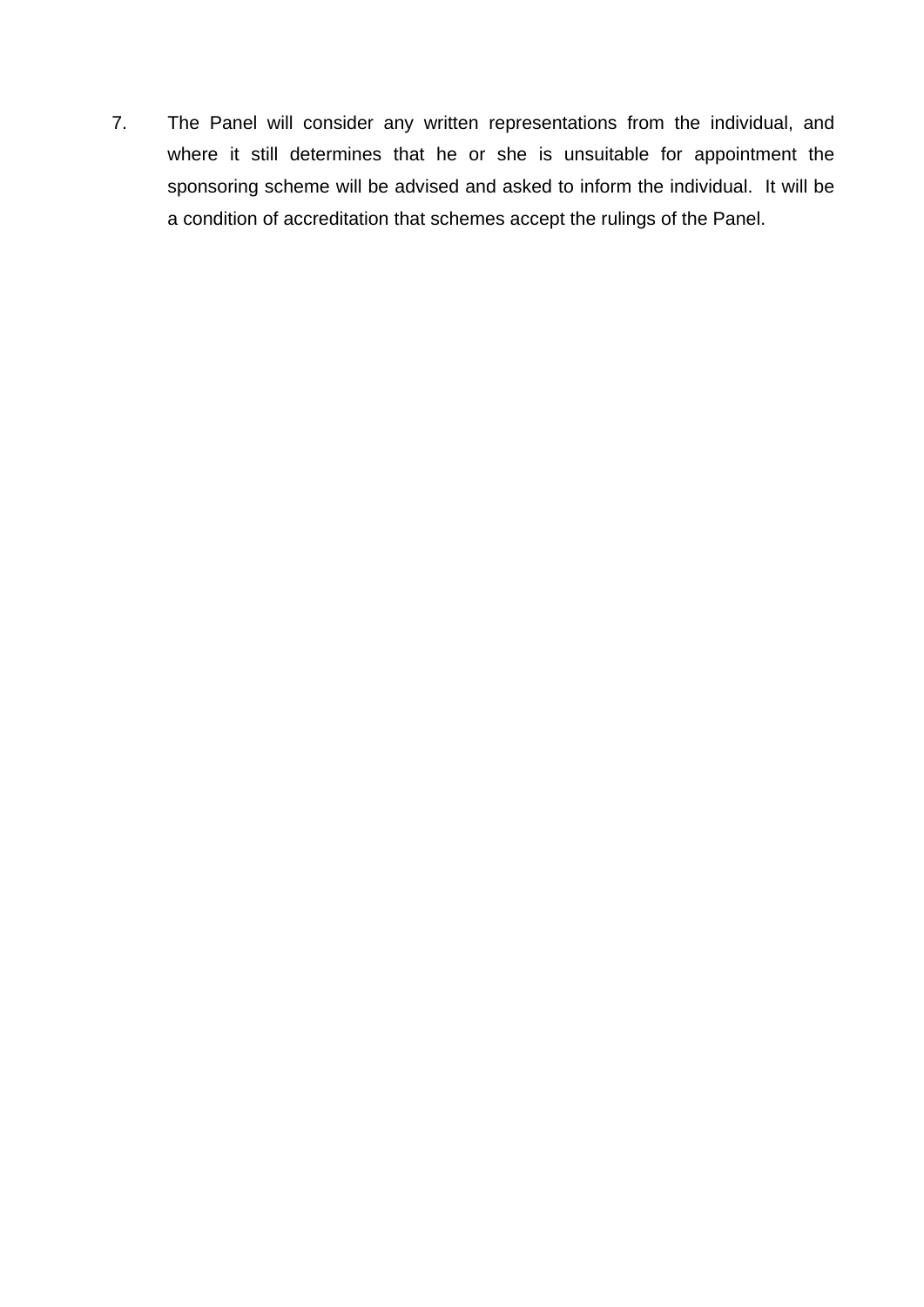7. The Panel will consider any written representations from the individual, and where it still determines that he or she is unsuitable for appointment the sponsoring scheme will be advised and asked to inform the individual. It will be a condition of accreditation that schemes accept the rulings of the Panel.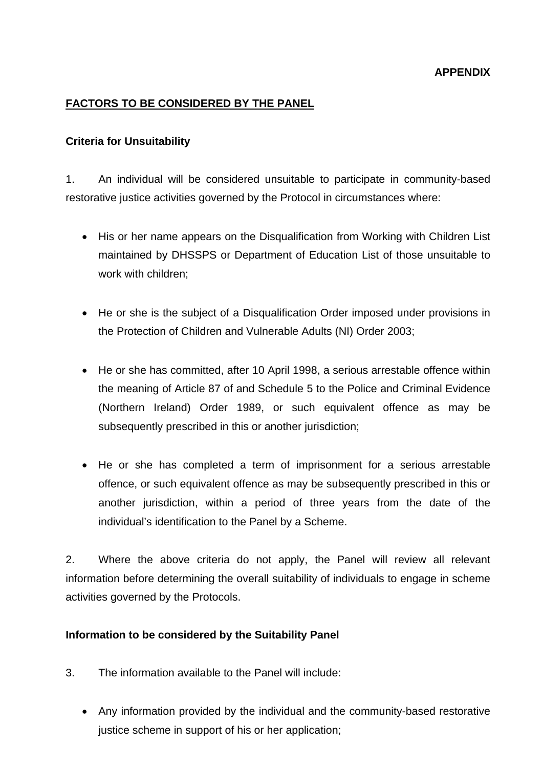**APPENDIX**

**FACTORS TO BE CONSIDERED BY THE PANEL**

**Criteria for Unsuitability**

1. An individual will be considered unsuitable to participate in community-based restorative justice activities governed by the Protocol in circumstances where:

- His or her name appears on the Disqualification from Working with Children List maintained by DHSSPS or Department of Education List of those unsuitable to work with children;
- He or she is the subject of a Disqualification Order imposed under provisions in the Protection of Children and Vulnerable Adults (NI) Order 2003;
- He or she has committed, after 10 April 1998, a serious arrestable offence within the meaning of Article 87 of and Schedule 5 to the Police and Criminal Evidence (Northern Ireland) Order 1989, or such equivalent offence as may be subsequently prescribed in this or another jurisdiction;
- He or she has completed a term of imprisonment for a serious arrestable offence, or such equivalent offence as may be subsequently prescribed in this or another jurisdiction, within a period of three years from the date of the individual's identification to the Panel by a Scheme.

2. Where the above criteria do not apply, the Panel will review all relevant information before determining the overall suitability of individuals to engage in scheme activities governed by the Protocols.

**Information to be considered by the Suitability Panel**

3. The information available to the Panel will include:

- Any information provided by the individual and the community-based restorative justice scheme in support of his or her application;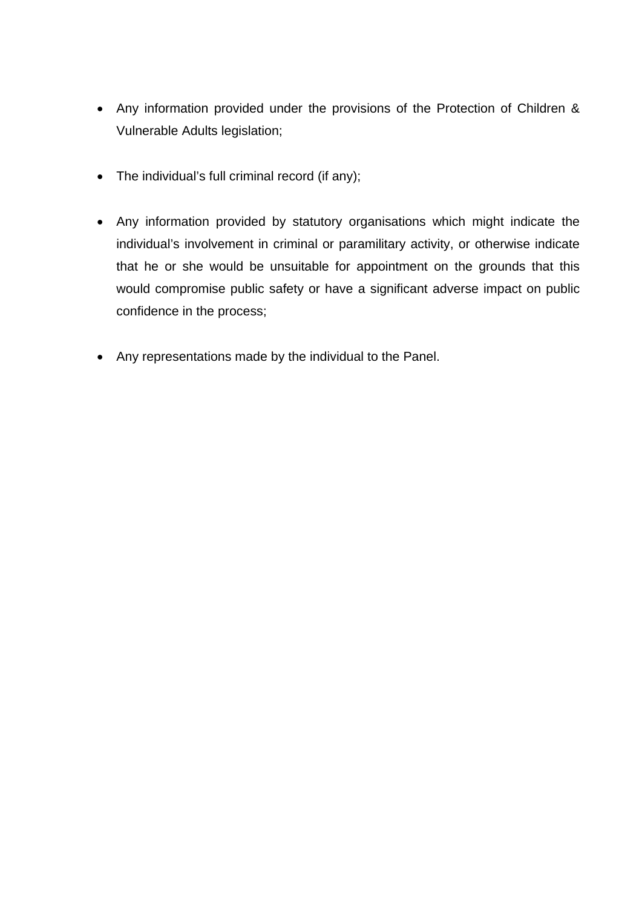- Any information provided under the provisions of the Protection of Children & Vulnerable Adults legislation;

- The individual's full criminal record (if any);

- Any information provided by statutory organisations which might indicate the individual's involvement in criminal or paramilitary activity, or otherwise indicate that he or she would be unsuitable for appointment on the grounds that this would compromise public safety or have a significant adverse impact on public confidence in the process;

- Any representations made by the individual to the Panel.